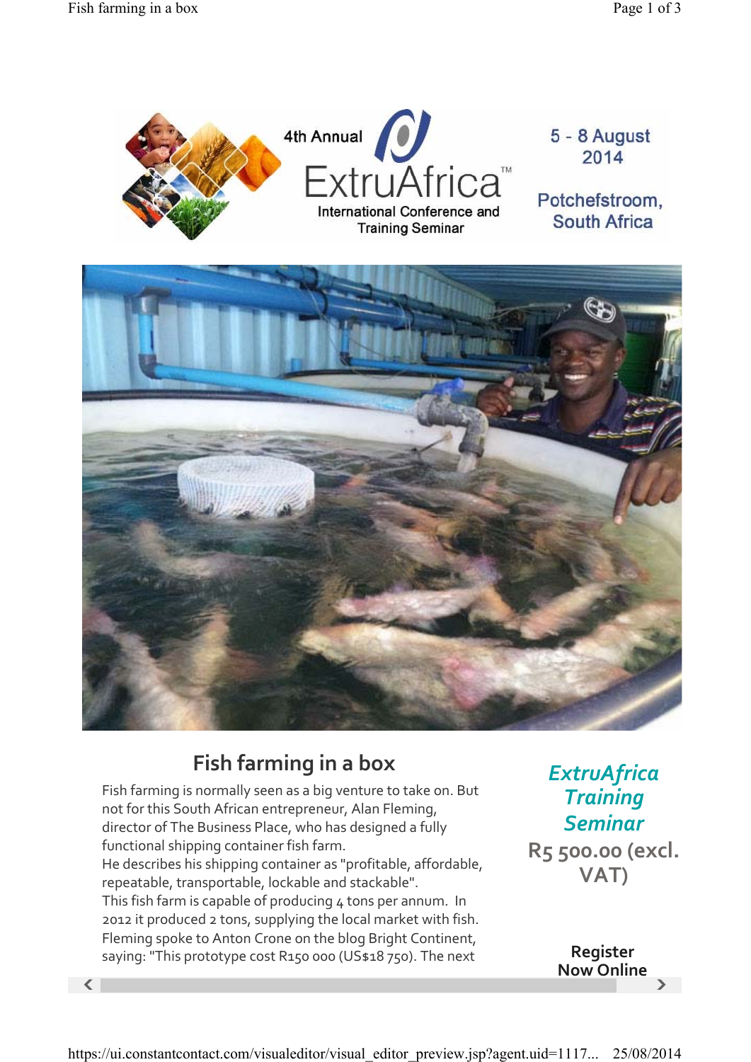4th Annual ExtruAfrica™

International Conference and Training Seminar

5 - 8 August 2014

Potchefstroom, South Africa

## Fish farming in a box

Fish farming is normally seen as a big venture to take on. But not for this South African entrepreneur, Alan Fleming, director of The Business Place, who has designed a fully functional shipping container fish farm.

He describes his shipping container as "profitable, affordable, repeatable, transportable, lockable and stackable".

This fish farm is capable of producing 4 tons per annum. In 2012 it produced 2 tons, supplying the local market with fish.

Fleming spoke to Anton Crone on the blog Bright Continent, saying: "This prototype cost R150 000 (US$18 750). The next

*ExtruAfrica Training Seminar*

R5 500.00 (excl. VAT)

**Register Now Online**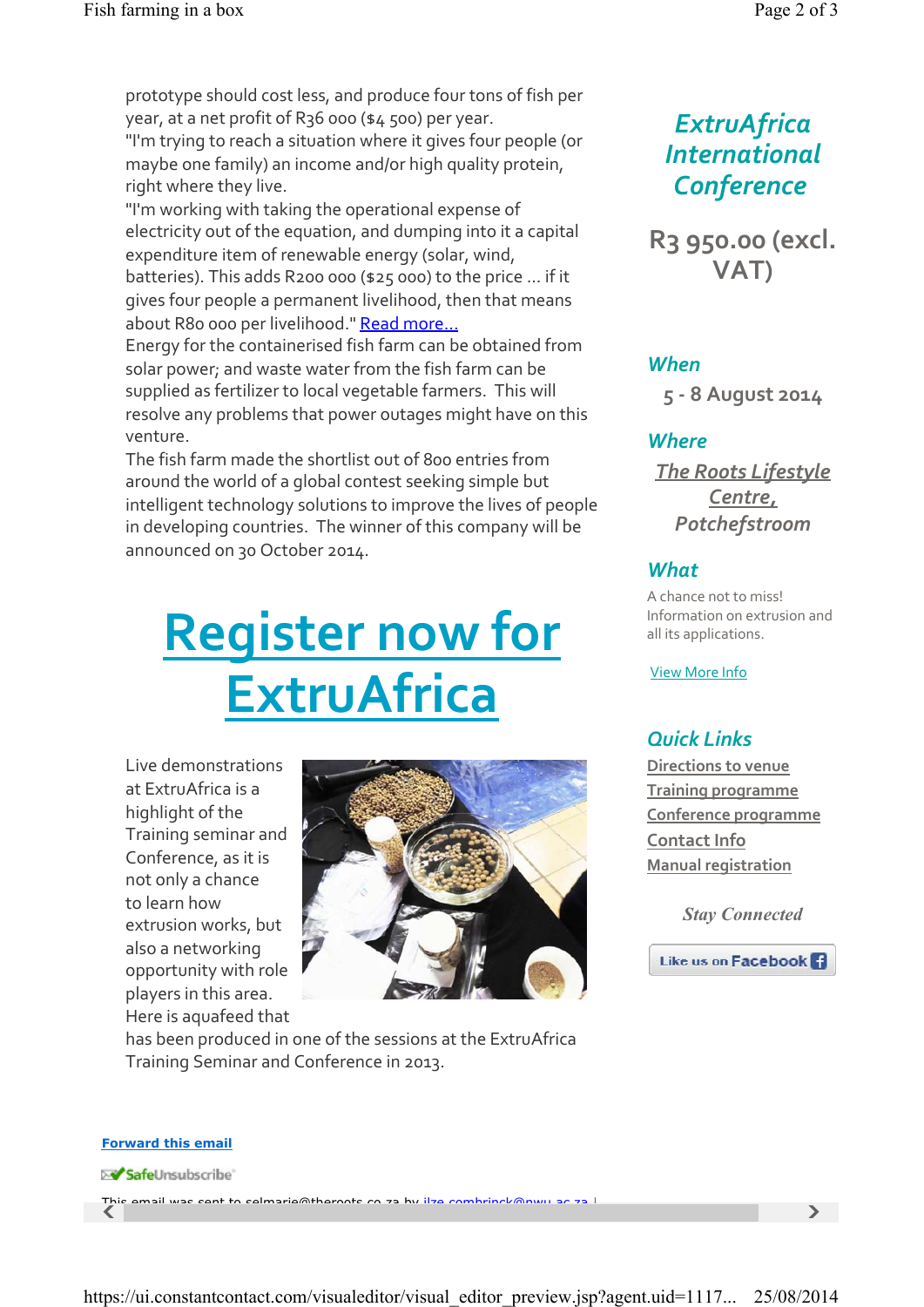prototype should cost less, and produce four tons of fish per year, at a net profit of R36 000 ($4 500) per year.
"I'm trying to reach a situation where it gives four people (or maybe one family) an income and/or high quality protein, right where they live.
"I'm working with taking the operational expense of electricity out of the equation, and dumping into it a capital expenditure item of renewable energy (solar, wind, batteries). This adds R200 000 ($25 000) to the price ... if it gives four people a permanent livelihood, then that means about R80 000 per livelihood." Read more...
Energy for the containerised fish farm can be obtained from solar power; and waste water from the fish farm can be supplied as fertilizer to local vegetable farmers. This will resolve any problems that power outages might have on this venture.
The fish farm made the shortlist out of 800 entries from around the world of a global contest seeking simple but intelligent technology solutions to improve the lives of people in developing countries. The winner of this company will be announced on 30 October 2014.

# Register now for ExtruAfrica

Live demonstrations at ExtruAfrica is a highlight of the Training seminar and Conference, as it is not only a chance to learn how extrusion works, but also a networking opportunity with role players in this area.
Here is aquafeed that has been produced in one of the sessions at the ExtruAfrica Training Seminar and Conference in 2013.

## *ExtruAfrica International Conference*

**R3 950.00 (excl. VAT)**

### *When*

5 - 8 August 2014

### *Where*

*The Roots Lifestyle Centre, Potchefstroom*

### *What*

A chance not to miss! Information on extrusion and all its applications.

View More Info

### *Quick Links*

- Directions to venue
- Training programme
- Conference programme
- Contact Info
- Manual registration

*Stay Connected*

Like us on Facebook

**Forward this email**

SafeUnsubscribe

This email was sent to selmarie@theroots.co.za by ilze.combrinck@nwu.ac.za |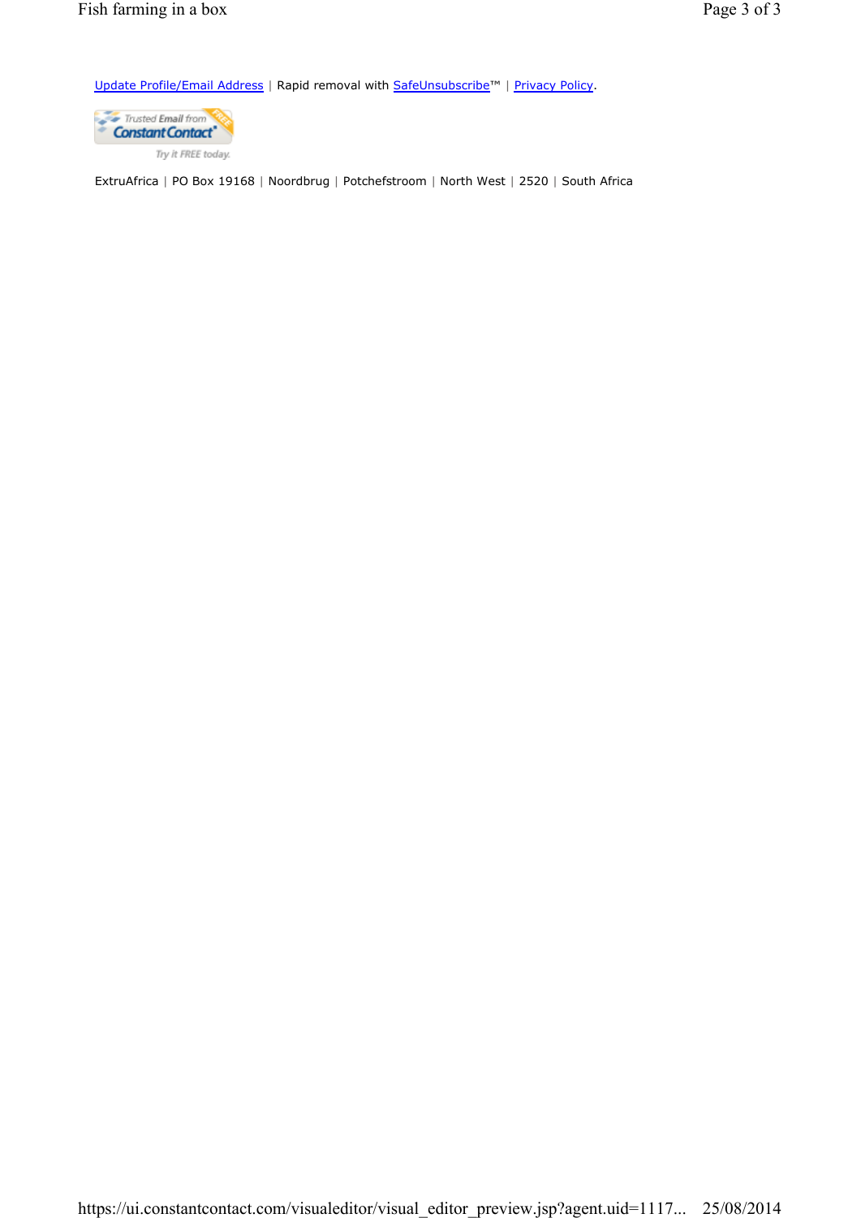Update Profile/Email Address | Rapid removal with SafeUnsubscribe™ | Privacy Policy.

Trusted Email from Constant Contact
Try it FREE today.

ExtruAfrica | PO Box 19168 | Noordbrug | Potchefstroom | North West | 2520 | South Africa